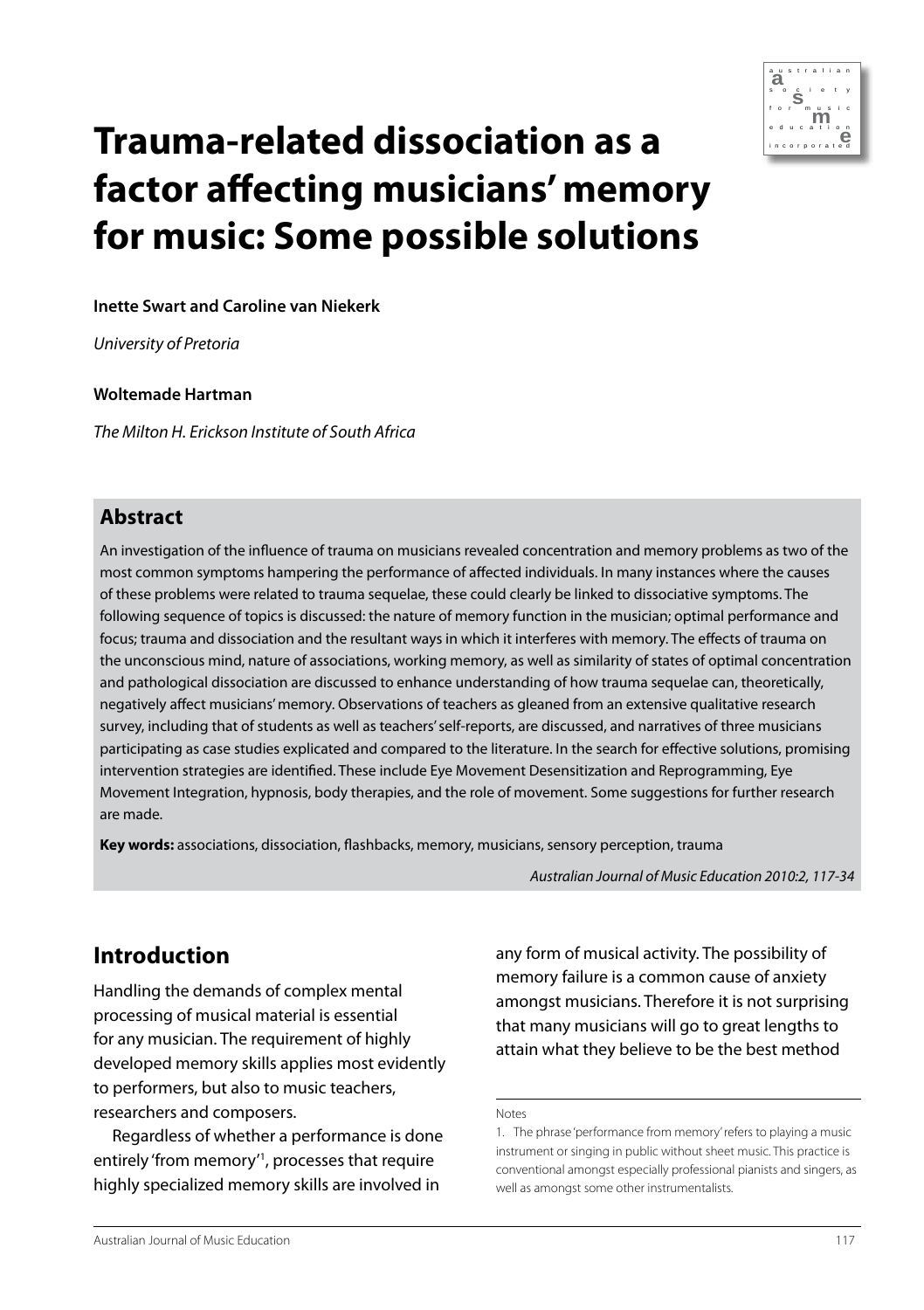# Trauma-related dissociation as a factor affecting musicians' memory for music: Some possible solutions

**Inette Swart and Caroline van Niekerk**

*University of Pretoria*

**Woltemade Hartman**

*The Milton H. Erickson Institute of South Africa*

## Abstract

An investigation of the influence of trauma on musicians revealed concentration and memory problems as two of the most common symptoms hampering the performance of affected individuals. In many instances where the causes of these problems were related to trauma sequelae, these could clearly be linked to dissociative symptoms. The following sequence of topics is discussed: the nature of memory function in the musician; optimal performance and focus; trauma and dissociation and the resultant ways in which it interferes with memory. The effects of trauma on the unconscious mind, nature of associations, working memory, as well as similarity of states of optimal concentration and pathological dissociation are discussed to enhance understanding of how trauma sequelae can, theoretically, negatively affect musicians' memory. Observations of teachers as gleaned from an extensive qualitative research survey, including that of students as well as teachers' self-reports, are discussed, and narratives of three musicians participating as case studies explicated and compared to the literature. In the search for effective solutions, promising intervention strategies are identified. These include Eye Movement Desensitization and Reprogramming, Eye Movement Integration, hypnosis, body therapies, and the role of movement. Some suggestions for further research are made.

**Key words:** associations, dissociation, flashbacks, memory, musicians, sensory perception, trauma

*Australian Journal of Music Education 2010:2, 117-34*

## Introduction

Handling the demands of complex mental processing of musical material is essential for any musician. The requirement of highly developed memory skills applies most evidently to performers, but also to music teachers, researchers and composers.

Regardless of whether a performance is done entirely 'from memory'[1], processes that require highly specialized memory skills are involved in any form of musical activity. The possibility of memory failure is a common cause of anxiety amongst musicians. Therefore it is not surprising that many musicians will go to great lengths to attain what they believe to be the best method

Notes

1. The phrase 'performance from memory' refers to playing a music instrument or singing in public without sheet music. This practice is conventional amongst especially professional pianists and singers, as well as amongst some other instrumentalists.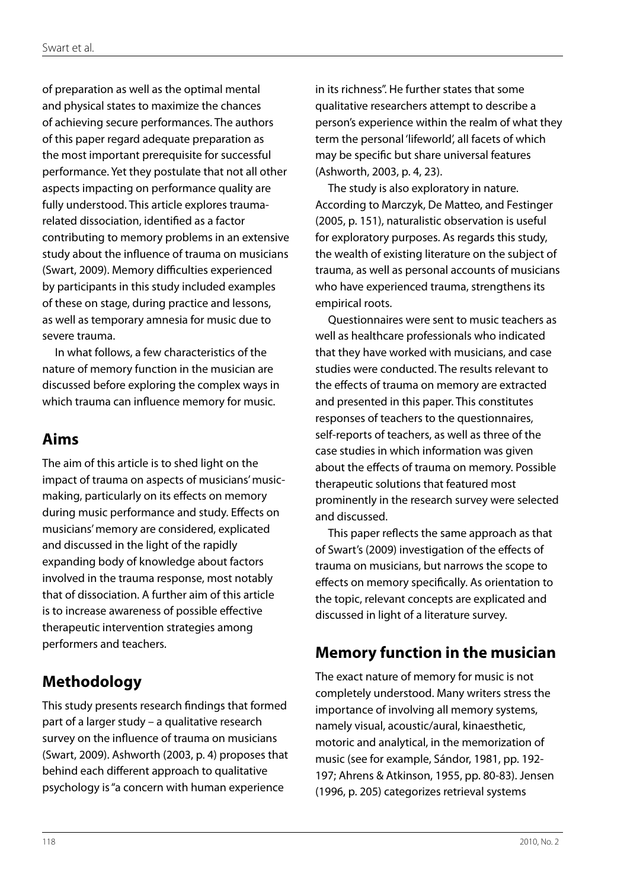of preparation as well as the optimal mental and physical states to maximize the chances of achieving secure performances. The authors of this paper regard adequate preparation as the most important prerequisite for successful performance. Yet they postulate that not all other aspects impacting on performance quality are fully understood. This article explores trauma-related dissociation, identified as a factor contributing to memory problems in an extensive study about the influence of trauma on musicians (Swart, 2009). Memory difficulties experienced by participants in this study included examples of these on stage, during practice and lessons, as well as temporary amnesia for music due to severe trauma.

In what follows, a few characteristics of the nature of memory function in the musician are discussed before exploring the complex ways in which trauma can influence memory for music.

## Aims

The aim of this article is to shed light on the impact of trauma on aspects of musicians' music-making, particularly on its effects on memory during music performance and study. Effects on musicians' memory are considered, explicated and discussed in the light of the rapidly expanding body of knowledge about factors involved in the trauma response, most notably that of dissociation. A further aim of this article is to increase awareness of possible effective therapeutic intervention strategies among performers and teachers.

## Methodology

This study presents research findings that formed part of a larger study – a qualitative research survey on the influence of trauma on musicians (Swart, 2009). Ashworth (2003, p. 4) proposes that behind each different approach to qualitative psychology is "a concern with human experience in its richness". He further states that some qualitative researchers attempt to describe a person's experience within the realm of what they term the personal 'lifeworld', all facets of which may be specific but share universal features (Ashworth, 2003, p. 4, 23).

The study is also exploratory in nature. According to Marczyk, De Matteo, and Festinger (2005, p. 151), naturalistic observation is useful for exploratory purposes. As regards this study, the wealth of existing literature on the subject of trauma, as well as personal accounts of musicians who have experienced trauma, strengthens its empirical roots.

Questionnaires were sent to music teachers as well as healthcare professionals who indicated that they have worked with musicians, and case studies were conducted. The results relevant to the effects of trauma on memory are extracted and presented in this paper. This constitutes responses of teachers to the questionnaires, self-reports of teachers, as well as three of the case studies in which information was given about the effects of trauma on memory. Possible therapeutic solutions that featured most prominently in the research survey were selected and discussed.

This paper reflects the same approach as that of Swart's (2009) investigation of the effects of trauma on musicians, but narrows the scope to effects on memory specifically. As orientation to the topic, relevant concepts are explicated and discussed in light of a literature survey.

## Memory function in the musician

The exact nature of memory for music is not completely understood. Many writers stress the importance of involving all memory systems, namely visual, acoustic/aural, kinaesthetic, motoric and analytical, in the memorization of music (see for example, Sándor, 1981, pp. 192-197; Ahrens & Atkinson, 1955, pp. 80-83). Jensen (1996, p. 205) categorizes retrieval systems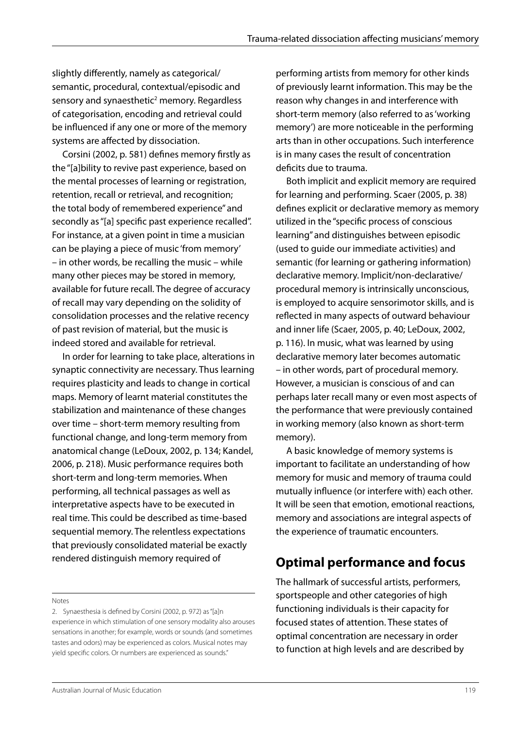slightly differently, namely as categorical/semantic, procedural, contextual/episodic and sensory and synaesthetic[2] memory. Regardless of categorisation, encoding and retrieval could be influenced if any one or more of the memory systems are affected by dissociation.

Corsini (2002, p. 581) defines memory firstly as the "[a]bility to revive past experience, based on the mental processes of learning or registration, retention, recall or retrieval, and recognition; the total body of remembered experience" and secondly as "[a] specific past experience recalled". For instance, at a given point in time a musician can be playing a piece of music 'from memory' – in other words, be recalling the music – while many other pieces may be stored in memory, available for future recall. The degree of accuracy of recall may vary depending on the solidity of consolidation processes and the relative recency of past revision of material, but the music is indeed stored and available for retrieval.

In order for learning to take place, alterations in synaptic connectivity are necessary. Thus learning requires plasticity and leads to change in cortical maps. Memory of learnt material constitutes the stabilization and maintenance of these changes over time – short-term memory resulting from functional change, and long-term memory from anatomical change (LeDoux, 2002, p. 134; Kandel, 2006, p. 218). Music performance requires both short-term and long-term memories. When performing, all technical passages as well as interpretative aspects have to be executed in real time. This could be described as time-based sequential memory. The relentless expectations that previously consolidated material be exactly rendered distinguish memory required of performing artists from memory for other kinds of previously learnt information. This may be the reason why changes in and interference with short-term memory (also referred to as 'working memory') are more noticeable in the performing arts than in other occupations. Such interference is in many cases the result of concentration deficits due to trauma.

Both implicit and explicit memory are required for learning and performing. Scaer (2005, p. 38) defines explicit or declarative memory as memory utilized in the "specific process of conscious learning" and distinguishes between episodic (used to guide our immediate activities) and semantic (for learning or gathering information) declarative memory. Implicit/non-declarative/procedural memory is intrinsically unconscious, is employed to acquire sensorimotor skills, and is reflected in many aspects of outward behaviour and inner life (Scaer, 2005, p. 40; LeDoux, 2002, p. 116). In music, what was learned by using declarative memory later becomes automatic – in other words, part of procedural memory. However, a musician is conscious of and can perhaps later recall many or even most aspects of the performance that were previously contained in working memory (also known as short-term memory).

A basic knowledge of memory systems is important to facilitate an understanding of how memory for music and memory of trauma could mutually influence (or interfere with) each other. It will be seen that emotion, emotional reactions, memory and associations are integral aspects of the experience of traumatic encounters.

## Optimal performance and focus

The hallmark of successful artists, performers, sportspeople and other categories of high functioning individuals is their capacity for focused states of attention. These states of optimal concentration are necessary in order to function at high levels and are described by

Notes

2. Synaesthesia is defined by Corsini (2002, p. 972) as "[a]n experience in which stimulation of one sensory modality also arouses sensations in another; for example, words or sounds (and sometimes tastes and odors) may be experienced as colors. Musical notes may yield specific colors. Or numbers are experienced as sounds."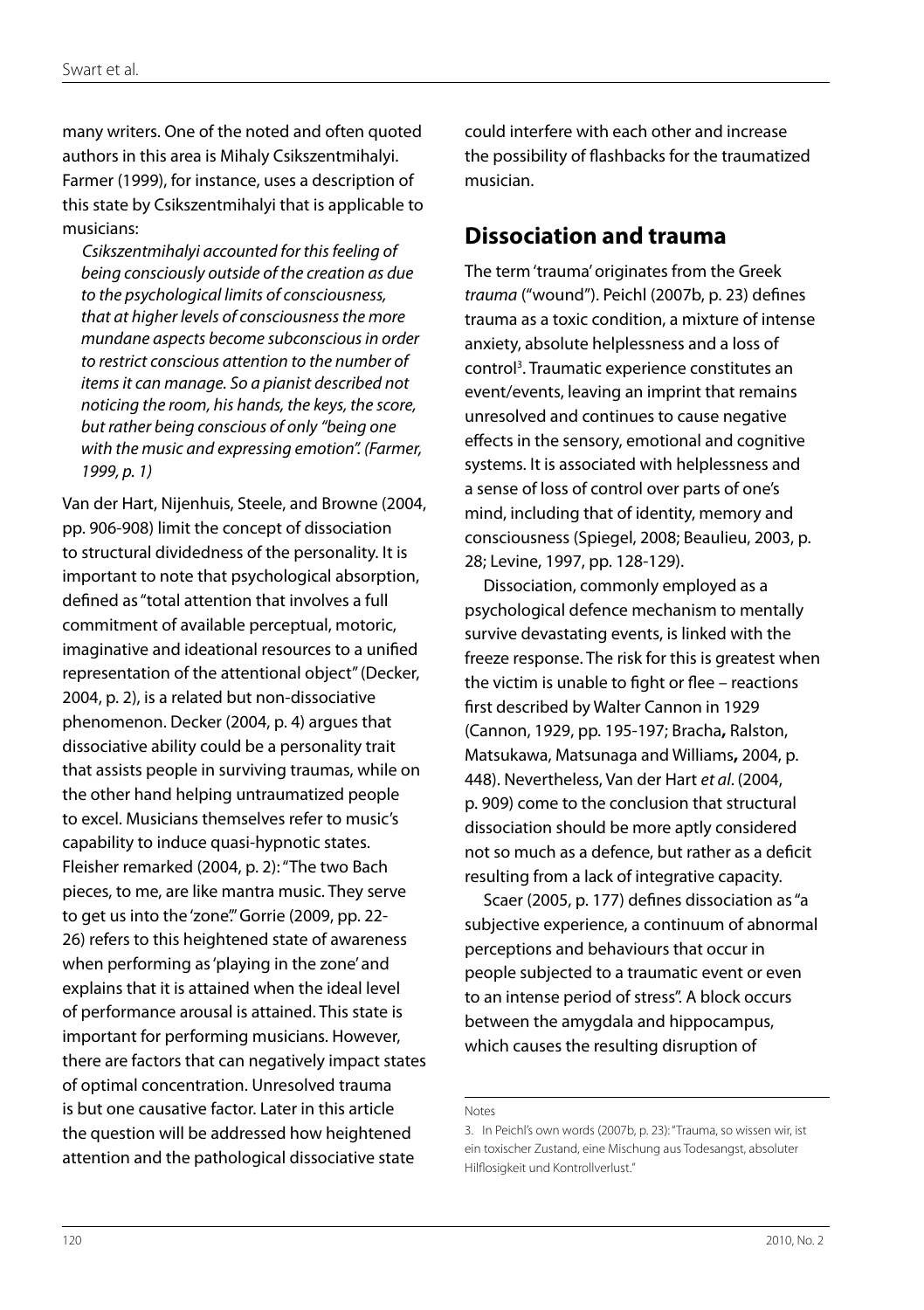many writers. One of the noted and often quoted authors in this area is Mihaly Csikszentmihalyi. Farmer (1999), for instance, uses a description of this state by Csikszentmihalyi that is applicable to musicians:

> *Csikszentmihalyi accounted for this feeling of being consciously outside of the creation as due to the psychological limits of consciousness, that at higher levels of consciousness the more mundane aspects become subconscious in order to restrict conscious attention to the number of items it can manage. So a pianist described not noticing the room, his hands, the keys, the score, but rather being conscious of only "being one with the music and expressing emotion". (Farmer, 1999, p. 1)*

Van der Hart, Nijenhuis, Steele, and Browne (2004, pp. 906-908) limit the concept of dissociation to structural dividedness of the personality. It is important to note that psychological absorption, defined as "total attention that involves a full commitment of available perceptual, motoric, imaginative and ideational resources to a unified representation of the attentional object" (Decker, 2004, p. 2), is a related but non-dissociative phenomenon. Decker (2004, p. 4) argues that dissociative ability could be a personality trait that assists people in surviving traumas, while on the other hand helping untraumatized people to excel. Musicians themselves refer to music's capability to induce quasi-hypnotic states. Fleisher remarked (2004, p. 2): "The two Bach pieces, to me, are like mantra music. They serve to get us into the 'zone'." Gorrie (2009, pp. 22-26) refers to this heightened state of awareness when performing as 'playing in the zone' and explains that it is attained when the ideal level of performance arousal is attained. This state is important for performing musicians. However, there are factors that can negatively impact states of optimal concentration. Unresolved trauma is but one causative factor. Later in this article the question will be addressed how heightened attention and the pathological dissociative state could interfere with each other and increase the possibility of flashbacks for the traumatized musician.

## Dissociation and trauma

The term 'trauma' originates from the Greek *trauma* ("wound"). Peichl (2007b, p. 23) defines trauma as a toxic condition, a mixture of intense anxiety, absolute helplessness and a loss of control[3]. Traumatic experience constitutes an event/events, leaving an imprint that remains unresolved and continues to cause negative effects in the sensory, emotional and cognitive systems. It is associated with helplessness and a sense of loss of control over parts of one's mind, including that of identity, memory and consciousness (Spiegel, 2008; Beaulieu, 2003, p. 28; Levine, 1997, pp. 128-129).

Dissociation, commonly employed as a psychological defence mechanism to mentally survive devastating events, is linked with the freeze response. The risk for this is greatest when the victim is unable to fight or flee – reactions first described by Walter Cannon in 1929 (Cannon, 1929, pp. 195-197; Bracha**,** Ralston, Matsukawa, Matsunaga and Williams**,** 2004, p. 448). Nevertheless, Van der Hart *et al*. (2004, p. 909) come to the conclusion that structural dissociation should be more aptly considered not so much as a defence, but rather as a deficit resulting from a lack of integrative capacity.

Scaer (2005, p. 177) defines dissociation as "a subjective experience, a continuum of abnormal perceptions and behaviours that occur in people subjected to a traumatic event or even to an intense period of stress". A block occurs between the amygdala and hippocampus, which causes the resulting disruption of

Notes

3. In Peichl's own words (2007b, p. 23): "Trauma, so wissen wir, ist ein toxischer Zustand, eine Mischung aus Todesangst, absoluter Hilflosigkeit und Kontrollverlust."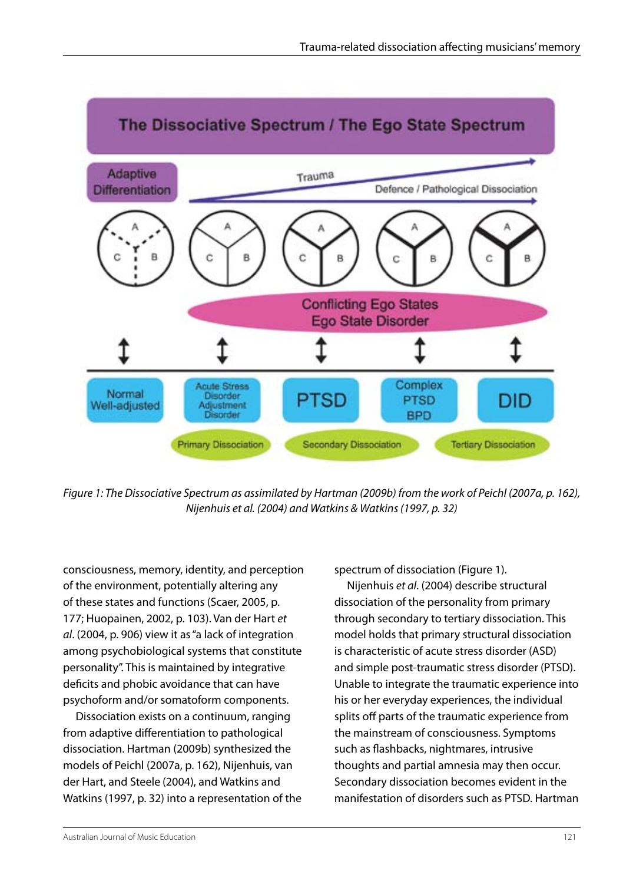*Figure 1: The Dissociative Spectrum as assimilated by Hartman (2009b) from the work of Peichl (2007a, p. 162), Nijenhuis et al. (2004) and Watkins & Watkins (1997, p. 32)*

consciousness, memory, identity, and perception of the environment, potentially altering any of these states and functions (Scaer, 2005, p. 177; Huopainen, 2002, p. 103). Van der Hart *et al*. (2004, p. 906) view it as "a lack of integration among psychobiological systems that constitute personality". This is maintained by integrative deficits and phobic avoidance that can have psychoform and/or somatoform components.

Dissociation exists on a continuum, ranging from adaptive differentiation to pathological dissociation. Hartman (2009b) synthesized the models of Peichl (2007a, p. 162), Nijenhuis, van der Hart, and Steele (2004), and Watkins and Watkins (1997, p. 32) into a representation of the spectrum of dissociation (Figure 1).

Nijenhuis *et al*. (2004) describe structural dissociation of the personality from primary through secondary to tertiary dissociation. This model holds that primary structural dissociation is characteristic of acute stress disorder (ASD) and simple post-traumatic stress disorder (PTSD). Unable to integrate the traumatic experience into his or her everyday experiences, the individual splits off parts of the traumatic experience from the mainstream of consciousness. Symptoms such as flashbacks, nightmares, intrusive thoughts and partial amnesia may then occur. Secondary dissociation becomes evident in the manifestation of disorders such as PTSD. Hartman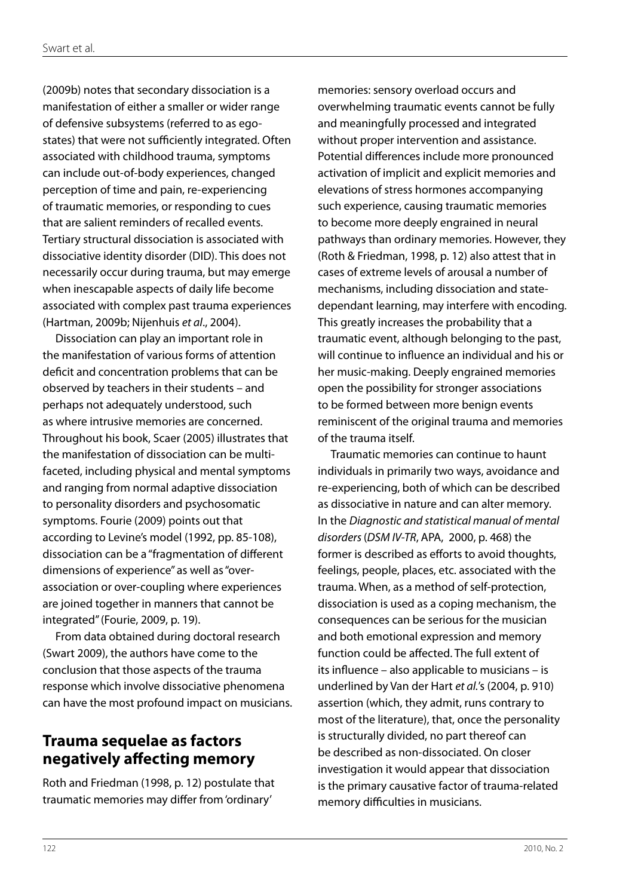(2009b) notes that secondary dissociation is a manifestation of either a smaller or wider range of defensive subsystems (referred to as ego-states) that were not sufficiently integrated. Often associated with childhood trauma, symptoms can include out-of-body experiences, changed perception of time and pain, re-experiencing of traumatic memories, or responding to cues that are salient reminders of recalled events. Tertiary structural dissociation is associated with dissociative identity disorder (DID). This does not necessarily occur during trauma, but may emerge when inescapable aspects of daily life become associated with complex past trauma experiences (Hartman, 2009b; Nijenhuis *et al*., 2004).

Dissociation can play an important role in the manifestation of various forms of attention deficit and concentration problems that can be observed by teachers in their students – and perhaps not adequately understood, such as where intrusive memories are concerned. Throughout his book, Scaer (2005) illustrates that the manifestation of dissociation can be multi-faceted, including physical and mental symptoms and ranging from normal adaptive dissociation to personality disorders and psychosomatic symptoms. Fourie (2009) points out that according to Levine's model (1992, pp. 85-108), dissociation can be a "fragmentation of different dimensions of experience" as well as "over-association or over-coupling where experiences are joined together in manners that cannot be integrated" (Fourie, 2009, p. 19).

From data obtained during doctoral research (Swart 2009), the authors have come to the conclusion that those aspects of the trauma response which involve dissociative phenomena can have the most profound impact on musicians.

## Trauma sequelae as factors negatively affecting memory

Roth and Friedman (1998, p. 12) postulate that traumatic memories may differ from 'ordinary' memories: sensory overload occurs and overwhelming traumatic events cannot be fully and meaningfully processed and integrated without proper intervention and assistance. Potential differences include more pronounced activation of implicit and explicit memories and elevations of stress hormones accompanying such experience, causing traumatic memories to become more deeply engrained in neural pathways than ordinary memories. However, they (Roth & Friedman, 1998, p. 12) also attest that in cases of extreme levels of arousal a number of mechanisms, including dissociation and state-dependant learning, may interfere with encoding. This greatly increases the probability that a traumatic event, although belonging to the past, will continue to influence an individual and his or her music-making. Deeply engrained memories open the possibility for stronger associations to be formed between more benign events reminiscent of the original trauma and memories of the trauma itself.

Traumatic memories can continue to haunt individuals in primarily two ways, avoidance and re-experiencing, both of which can be described as dissociative in nature and can alter memory. In the *Diagnostic and statistical manual of mental disorders* (*DSM IV-TR*, APA, 2000, p. 468) the former is described as efforts to avoid thoughts, feelings, people, places, etc. associated with the trauma. When, as a method of self-protection, dissociation is used as a coping mechanism, the consequences can be serious for the musician and both emotional expression and memory function could be affected. The full extent of its influence – also applicable to musicians – is underlined by Van der Hart *et al.*'s (2004, p. 910) assertion (which, they admit, runs contrary to most of the literature), that, once the personality is structurally divided, no part thereof can be described as non-dissociated. On closer investigation it would appear that dissociation is the primary causative factor of trauma-related memory difficulties in musicians.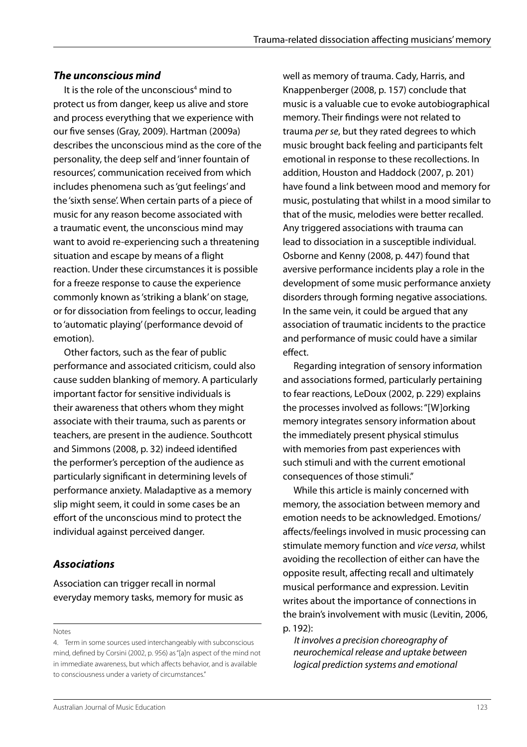### *The unconscious mind*

It is the role of the unconscious[4] mind to protect us from danger, keep us alive and store and process everything that we experience with our five senses (Gray, 2009). Hartman (2009a) describes the unconscious mind as the core of the personality, the deep self and 'inner fountain of resources', communication received from which includes phenomena such as 'gut feelings' and the 'sixth sense'. When certain parts of a piece of music for any reason become associated with a traumatic event, the unconscious mind may want to avoid re-experiencing such a threatening situation and escape by means of a flight reaction. Under these circumstances it is possible for a freeze response to cause the experience commonly known as 'striking a blank' on stage, or for dissociation from feelings to occur, leading to 'automatic playing' (performance devoid of emotion).

Other factors, such as the fear of public performance and associated criticism, could also cause sudden blanking of memory. A particularly important factor for sensitive individuals is their awareness that others whom they might associate with their trauma, such as parents or teachers, are present in the audience. Southcott and Simmons (2008, p. 32) indeed identified the performer's perception of the audience as particularly significant in determining levels of performance anxiety. Maladaptive as a memory slip might seem, it could in some cases be an effort of the unconscious mind to protect the individual against perceived danger.

### *Associations*

Association can trigger recall in normal everyday memory tasks, memory for music as well as memory of trauma. Cady, Harris, and Knappenberger (2008, p. 157) conclude that music is a valuable cue to evoke autobiographical memory. Their findings were not related to trauma *per se*, but they rated degrees to which music brought back feeling and participants felt emotional in response to these recollections. In addition, Houston and Haddock (2007, p. 201) have found a link between mood and memory for music, postulating that whilst in a mood similar to that of the music, melodies were better recalled. Any triggered associations with trauma can lead to dissociation in a susceptible individual. Osborne and Kenny (2008, p. 447) found that aversive performance incidents play a role in the development of some music performance anxiety disorders through forming negative associations. In the same vein, it could be argued that any association of traumatic incidents to the practice and performance of music could have a similar effect.

Regarding integration of sensory information and associations formed, particularly pertaining to fear reactions, LeDoux (2002, p. 229) explains the processes involved as follows: "[W]orking memory integrates sensory information about the immediately present physical stimulus with memories from past experiences with such stimuli and with the current emotional consequences of those stimuli."

While this article is mainly concerned with memory, the association between memory and emotion needs to be acknowledged. Emotions/affects/feelings involved in music processing can stimulate memory function and *vice versa*, whilst avoiding the recollection of either can have the opposite result, affecting recall and ultimately musical performance and expression. Levitin writes about the importance of connections in the brain's involvement with music (Levitin, 2006, p. 192):

> *It involves a precision choreography of neurochemical release and uptake between logical prediction systems and emotional*

Notes

4. Term in some sources used interchangeably with subconscious mind, defined by Corsini (2002, p. 956) as "[a]n aspect of the mind not in immediate awareness, but which affects behavior, and is available to consciousness under a variety of circumstances."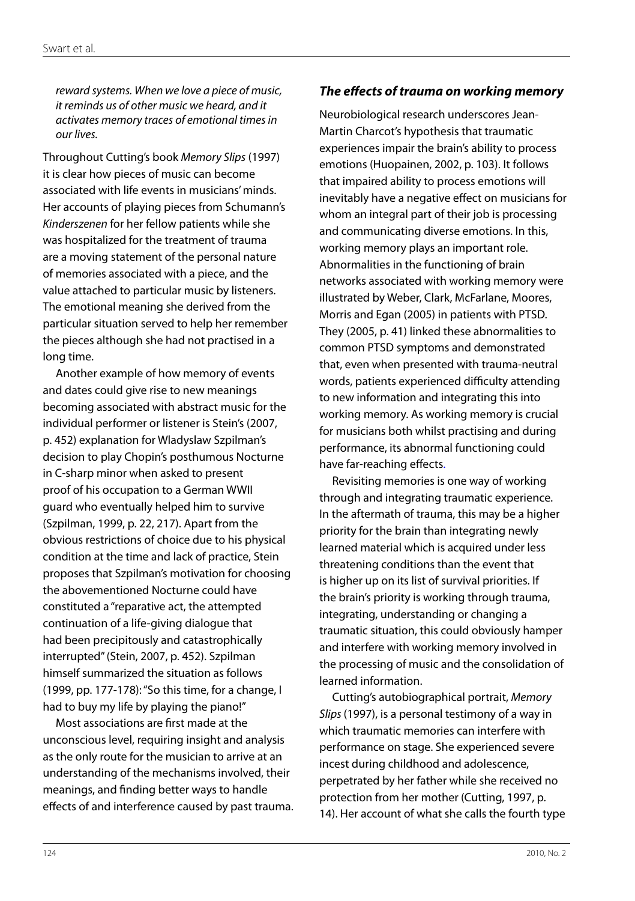*reward systems. When we love a piece of music, it reminds us of other music we heard, and it activates memory traces of emotional times in our lives.*

Throughout Cutting's book *Memory Slips* (1997) it is clear how pieces of music can become associated with life events in musicians' minds. Her accounts of playing pieces from Schumann's *Kinderszenen* for her fellow patients while she was hospitalized for the treatment of trauma are a moving statement of the personal nature of memories associated with a piece, and the value attached to particular music by listeners. The emotional meaning she derived from the particular situation served to help her remember the pieces although she had not practised in a long time.

Another example of how memory of events and dates could give rise to new meanings becoming associated with abstract music for the individual performer or listener is Stein's (2007, p. 452) explanation for Wladyslaw Szpilman's decision to play Chopin's posthumous Nocturne in C-sharp minor when asked to present proof of his occupation to a German WWII guard who eventually helped him to survive (Szpilman, 1999, p. 22, 217). Apart from the obvious restrictions of choice due to his physical condition at the time and lack of practice, Stein proposes that Szpilman's motivation for choosing the abovementioned Nocturne could have constituted a "reparative act, the attempted continuation of a life-giving dialogue that had been precipitously and catastrophically interrupted" (Stein, 2007, p. 452). Szpilman himself summarized the situation as follows (1999, pp. 177-178): "So this time, for a change, I had to buy my life by playing the piano!"

Most associations are first made at the unconscious level, requiring insight and analysis as the only route for the musician to arrive at an understanding of the mechanisms involved, their meanings, and finding better ways to handle effects of and interference caused by past trauma.

### *The effects of trauma on working memory*

Neurobiological research underscores Jean-Martin Charcot's hypothesis that traumatic experiences impair the brain's ability to process emotions (Huopainen, 2002, p. 103). It follows that impaired ability to process emotions will inevitably have a negative effect on musicians for whom an integral part of their job is processing and communicating diverse emotions. In this, working memory plays an important role. Abnormalities in the functioning of brain networks associated with working memory were illustrated by Weber, Clark, McFarlane, Moores, Morris and Egan (2005) in patients with PTSD. They (2005, p. 41) linked these abnormalities to common PTSD symptoms and demonstrated that, even when presented with trauma-neutral words, patients experienced difficulty attending to new information and integrating this into working memory. As working memory is crucial for musicians both whilst practising and during performance, its abnormal functioning could have far-reaching effects.

Revisiting memories is one way of working through and integrating traumatic experience. In the aftermath of trauma, this may be a higher priority for the brain than integrating newly learned material which is acquired under less threatening conditions than the event that is higher up on its list of survival priorities. If the brain's priority is working through trauma, integrating, understanding or changing a traumatic situation, this could obviously hamper and interfere with working memory involved in the processing of music and the consolidation of learned information.

Cutting's autobiographical portrait, *Memory Slips* (1997), is a personal testimony of a way in which traumatic memories can interfere with performance on stage. She experienced severe incest during childhood and adolescence, perpetrated by her father while she received no protection from her mother (Cutting, 1997, p. 14). Her account of what she calls the fourth type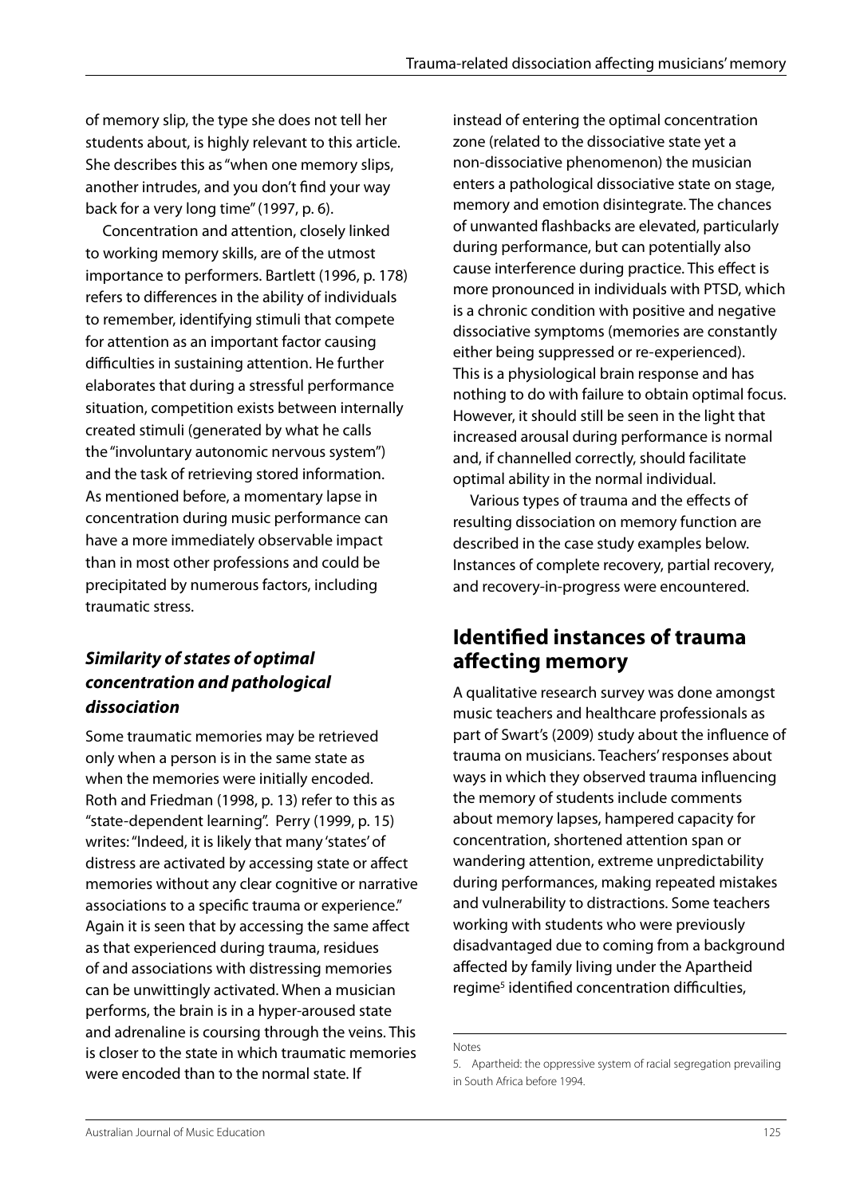of memory slip, the type she does not tell her students about, is highly relevant to this article. She describes this as "when one memory slips, another intrudes, and you don't find your way back for a very long time" (1997, p. 6).

Concentration and attention, closely linked to working memory skills, are of the utmost importance to performers. Bartlett (1996, p. 178) refers to differences in the ability of individuals to remember, identifying stimuli that compete for attention as an important factor causing difficulties in sustaining attention. He further elaborates that during a stressful performance situation, competition exists between internally created stimuli (generated by what he calls the "involuntary autonomic nervous system") and the task of retrieving stored information. As mentioned before, a momentary lapse in concentration during music performance can have a more immediately observable impact than in most other professions and could be precipitated by numerous factors, including traumatic stress.

### *Similarity of states of optimal concentration and pathological dissociation*

Some traumatic memories may be retrieved only when a person is in the same state as when the memories were initially encoded. Roth and Friedman (1998, p. 13) refer to this as "state-dependent learning". Perry (1999, p. 15) writes: "Indeed, it is likely that many 'states' of distress are activated by accessing state or affect memories without any clear cognitive or narrative associations to a specific trauma or experience." Again it is seen that by accessing the same affect as that experienced during trauma, residues of and associations with distressing memories can be unwittingly activated. When a musician performs, the brain is in a hyper-aroused state and adrenaline is coursing through the veins. This is closer to the state in which traumatic memories were encoded than to the normal state. If instead of entering the optimal concentration zone (related to the dissociative state yet a non-dissociative phenomenon) the musician enters a pathological dissociative state on stage, memory and emotion disintegrate. The chances of unwanted flashbacks are elevated, particularly during performance, but can potentially also cause interference during practice. This effect is more pronounced in individuals with PTSD, which is a chronic condition with positive and negative dissociative symptoms (memories are constantly either being suppressed or re-experienced). This is a physiological brain response and has nothing to do with failure to obtain optimal focus. However, it should still be seen in the light that increased arousal during performance is normal and, if channelled correctly, should facilitate optimal ability in the normal individual.

Various types of trauma and the effects of resulting dissociation on memory function are described in the case study examples below. Instances of complete recovery, partial recovery, and recovery-in-progress were encountered.

## Identified instances of trauma affecting memory

A qualitative research survey was done amongst music teachers and healthcare professionals as part of Swart's (2009) study about the influence of trauma on musicians. Teachers' responses about ways in which they observed trauma influencing the memory of students include comments about memory lapses, hampered capacity for concentration, shortened attention span or wandering attention, extreme unpredictability during performances, making repeated mistakes and vulnerability to distractions. Some teachers working with students who were previously disadvantaged due to coming from a background affected by family living under the Apartheid regime[5] identified concentration difficulties,

Notes

5. Apartheid: the oppressive system of racial segregation prevailing in South Africa before 1994.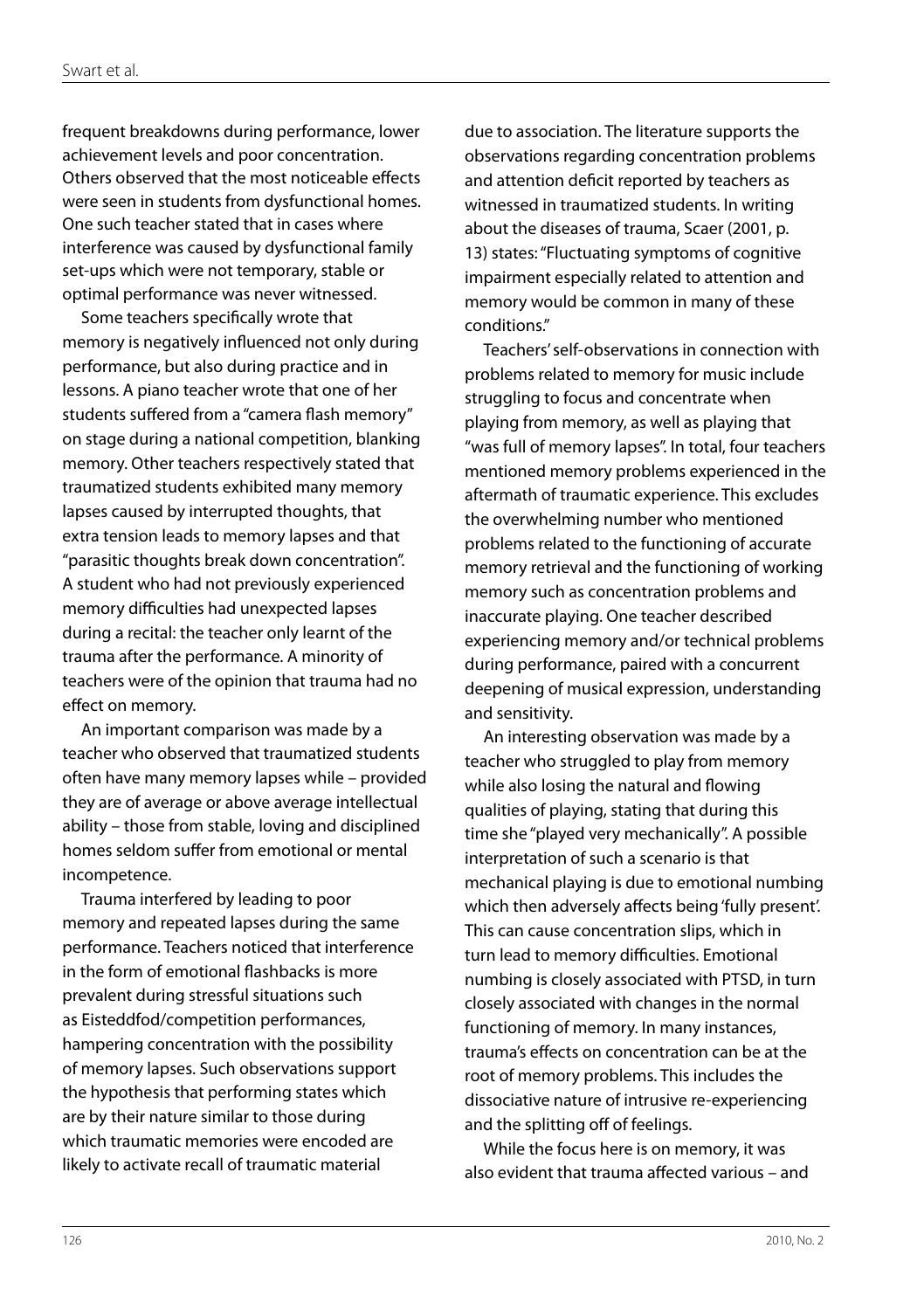frequent breakdowns during performance, lower achievement levels and poor concentration. Others observed that the most noticeable effects were seen in students from dysfunctional homes. One such teacher stated that in cases where interference was caused by dysfunctional family set-ups which were not temporary, stable or optimal performance was never witnessed.

Some teachers specifically wrote that memory is negatively influenced not only during performance, but also during practice and in lessons. A piano teacher wrote that one of her students suffered from a "camera flash memory" on stage during a national competition, blanking memory. Other teachers respectively stated that traumatized students exhibited many memory lapses caused by interrupted thoughts, that extra tension leads to memory lapses and that "parasitic thoughts break down concentration". A student who had not previously experienced memory difficulties had unexpected lapses during a recital: the teacher only learnt of the trauma after the performance. A minority of teachers were of the opinion that trauma had no effect on memory.

An important comparison was made by a teacher who observed that traumatized students often have many memory lapses while – provided they are of average or above average intellectual ability – those from stable, loving and disciplined homes seldom suffer from emotional or mental incompetence.

Trauma interfered by leading to poor memory and repeated lapses during the same performance. Teachers noticed that interference in the form of emotional flashbacks is more prevalent during stressful situations such as Eisteddfod/competition performances, hampering concentration with the possibility of memory lapses. Such observations support the hypothesis that performing states which are by their nature similar to those during which traumatic memories were encoded are likely to activate recall of traumatic material due to association. The literature supports the observations regarding concentration problems and attention deficit reported by teachers as witnessed in traumatized students. In writing about the diseases of trauma, Scaer (2001, p. 13) states: "Fluctuating symptoms of cognitive impairment especially related to attention and memory would be common in many of these conditions."

Teachers' self-observations in connection with problems related to memory for music include struggling to focus and concentrate when playing from memory, as well as playing that "was full of memory lapses". In total, four teachers mentioned memory problems experienced in the aftermath of traumatic experience. This excludes the overwhelming number who mentioned problems related to the functioning of accurate memory retrieval and the functioning of working memory such as concentration problems and inaccurate playing. One teacher described experiencing memory and/or technical problems during performance, paired with a concurrent deepening of musical expression, understanding and sensitivity.

An interesting observation was made by a teacher who struggled to play from memory while also losing the natural and flowing qualities of playing, stating that during this time she "played very mechanically". A possible interpretation of such a scenario is that mechanical playing is due to emotional numbing which then adversely affects being 'fully present'. This can cause concentration slips, which in turn lead to memory difficulties. Emotional numbing is closely associated with PTSD, in turn closely associated with changes in the normal functioning of memory. In many instances, trauma's effects on concentration can be at the root of memory problems. This includes the dissociative nature of intrusive re-experiencing and the splitting off of feelings.

While the focus here is on memory, it was also evident that trauma affected various – and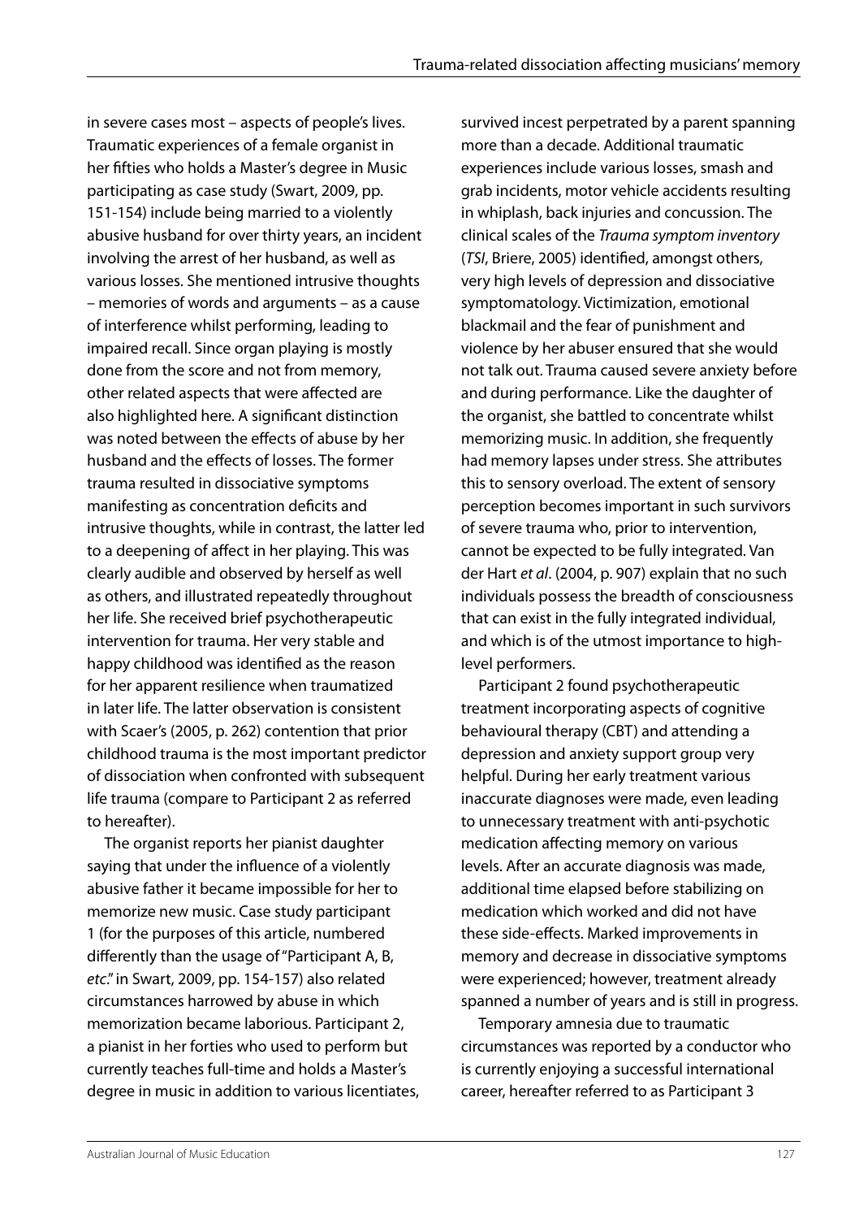in severe cases most – aspects of people's lives. Traumatic experiences of a female organist in her fifties who holds a Master's degree in Music participating as case study (Swart, 2009, pp. 151-154) include being married to a violently abusive husband for over thirty years, an incident involving the arrest of her husband, as well as various losses. She mentioned intrusive thoughts – memories of words and arguments – as a cause of interference whilst performing, leading to impaired recall. Since organ playing is mostly done from the score and not from memory, other related aspects that were affected are also highlighted here. A significant distinction was noted between the effects of abuse by her husband and the effects of losses. The former trauma resulted in dissociative symptoms manifesting as concentration deficits and intrusive thoughts, while in contrast, the latter led to a deepening of affect in her playing. This was clearly audible and observed by herself as well as others, and illustrated repeatedly throughout her life. She received brief psychotherapeutic intervention for trauma. Her very stable and happy childhood was identified as the reason for her apparent resilience when traumatized in later life. The latter observation is consistent with Scaer's (2005, p. 262) contention that prior childhood trauma is the most important predictor of dissociation when confronted with subsequent life trauma (compare to Participant 2 as referred to hereafter).

The organist reports her pianist daughter saying that under the influence of a violently abusive father it became impossible for her to memorize new music. Case study participant 1 (for the purposes of this article, numbered differently than the usage of "Participant A, B, *etc*." in Swart, 2009, pp. 154-157) also related circumstances harrowed by abuse in which memorization became laborious. Participant 2, a pianist in her forties who used to perform but currently teaches full-time and holds a Master's degree in music in addition to various licentiates, survived incest perpetrated by a parent spanning more than a decade. Additional traumatic experiences include various losses, smash and grab incidents, motor vehicle accidents resulting in whiplash, back injuries and concussion. The clinical scales of the *Trauma symptom inventory* (*TSI*, Briere, 2005) identified, amongst others, very high levels of depression and dissociative symptomatology. Victimization, emotional blackmail and the fear of punishment and violence by her abuser ensured that she would not talk out. Trauma caused severe anxiety before and during performance. Like the daughter of the organist, she battled to concentrate whilst memorizing music. In addition, she frequently had memory lapses under stress. She attributes this to sensory overload. The extent of sensory perception becomes important in such survivors of severe trauma who, prior to intervention, cannot be expected to be fully integrated. Van der Hart *et al*. (2004, p. 907) explain that no such individuals possess the breadth of consciousness that can exist in the fully integrated individual, and which is of the utmost importance to high-level performers.

Participant 2 found psychotherapeutic treatment incorporating aspects of cognitive behavioural therapy (CBT) and attending a depression and anxiety support group very helpful. During her early treatment various inaccurate diagnoses were made, even leading to unnecessary treatment with anti-psychotic medication affecting memory on various levels. After an accurate diagnosis was made, additional time elapsed before stabilizing on medication which worked and did not have these side-effects. Marked improvements in memory and decrease in dissociative symptoms were experienced; however, treatment already spanned a number of years and is still in progress.

Temporary amnesia due to traumatic circumstances was reported by a conductor who is currently enjoying a successful international career, hereafter referred to as Participant 3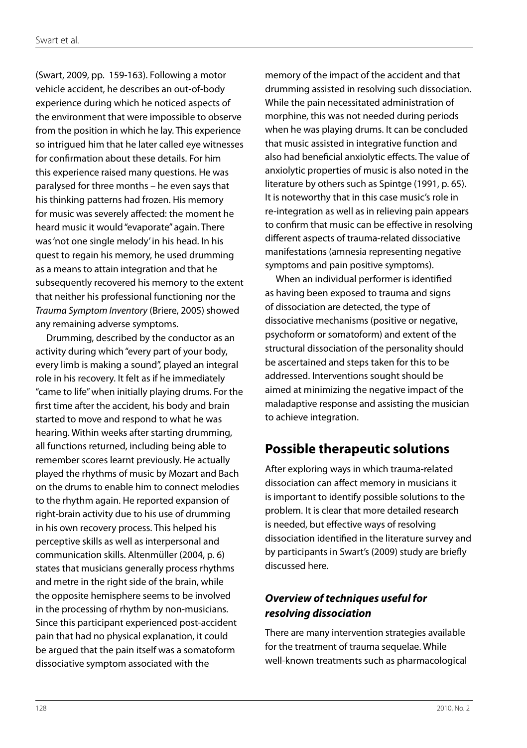(Swart, 2009, pp. 159-163). Following a motor vehicle accident, he describes an out-of-body experience during which he noticed aspects of the environment that were impossible to observe from the position in which he lay. This experience so intrigued him that he later called eye witnesses for confirmation about these details. For him this experience raised many questions. He was paralysed for three months – he even says that his thinking patterns had frozen. His memory for music was severely affected: the moment he heard music it would "evaporate" again. There was 'not one single melody' in his head. In his quest to regain his memory, he used drumming as a means to attain integration and that he subsequently recovered his memory to the extent that neither his professional functioning nor the *Trauma Symptom Inventory* (Briere, 2005) showed any remaining adverse symptoms.

Drumming, described by the conductor as an activity during which "every part of your body, every limb is making a sound", played an integral role in his recovery. It felt as if he immediately "came to life" when initially playing drums. For the first time after the accident, his body and brain started to move and respond to what he was hearing. Within weeks after starting drumming, all functions returned, including being able to remember scores learnt previously. He actually played the rhythms of music by Mozart and Bach on the drums to enable him to connect melodies to the rhythm again. He reported expansion of right-brain activity due to his use of drumming in his own recovery process. This helped his perceptive skills as well as interpersonal and communication skills. Altenmüller (2004, p. 6) states that musicians generally process rhythms and metre in the right side of the brain, while the opposite hemisphere seems to be involved in the processing of rhythm by non-musicians. Since this participant experienced post-accident pain that had no physical explanation, it could be argued that the pain itself was a somatoform dissociative symptom associated with the memory of the impact of the accident and that drumming assisted in resolving such dissociation. While the pain necessitated administration of morphine, this was not needed during periods when he was playing drums. It can be concluded that music assisted in integrative function and also had beneficial anxiolytic effects. The value of anxiolytic properties of music is also noted in the literature by others such as Spintge (1991, p. 65). It is noteworthy that in this case music's role in re-integration as well as in relieving pain appears to confirm that music can be effective in resolving different aspects of trauma-related dissociative manifestations (amnesia representing negative symptoms and pain positive symptoms).

When an individual performer is identified as having been exposed to trauma and signs of dissociation are detected, the type of dissociative mechanisms (positive or negative, psychoform or somatoform) and extent of the structural dissociation of the personality should be ascertained and steps taken for this to be addressed. Interventions sought should be aimed at minimizing the negative impact of the maladaptive response and assisting the musician to achieve integration.

## Possible therapeutic solutions

After exploring ways in which trauma-related dissociation can affect memory in musicians it is important to identify possible solutions to the problem. It is clear that more detailed research is needed, but effective ways of resolving dissociation identified in the literature survey and by participants in Swart's (2009) study are briefly discussed here.

### *Overview of techniques useful for resolving dissociation*

There are many intervention strategies available for the treatment of trauma sequelae. While well-known treatments such as pharmacological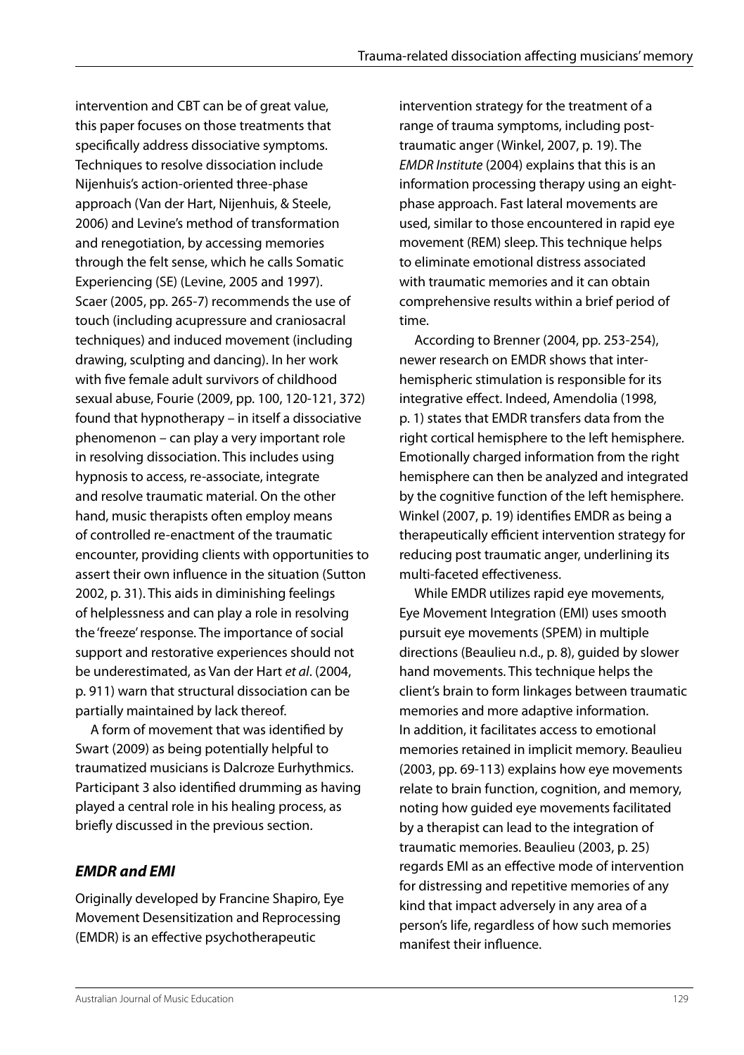intervention and CBT can be of great value, this paper focuses on those treatments that specifically address dissociative symptoms. Techniques to resolve dissociation include Nijenhuis's action-oriented three-phase approach (Van der Hart, Nijenhuis, & Steele, 2006) and Levine's method of transformation and renegotiation, by accessing memories through the felt sense, which he calls Somatic Experiencing (SE) (Levine, 2005 and 1997). Scaer (2005, pp. 265-7) recommends the use of touch (including acupressure and craniosacral techniques) and induced movement (including drawing, sculpting and dancing). In her work with five female adult survivors of childhood sexual abuse, Fourie (2009, pp. 100, 120-121, 372) found that hypnotherapy – in itself a dissociative phenomenon – can play a very important role in resolving dissociation. This includes using hypnosis to access, re-associate, integrate and resolve traumatic material. On the other hand, music therapists often employ means of controlled re-enactment of the traumatic encounter, providing clients with opportunities to assert their own influence in the situation (Sutton 2002, p. 31). This aids in diminishing feelings of helplessness and can play a role in resolving the 'freeze' response. The importance of social support and restorative experiences should not be underestimated, as Van der Hart *et al*. (2004, p. 911) warn that structural dissociation can be partially maintained by lack thereof.

A form of movement that was identified by Swart (2009) as being potentially helpful to traumatized musicians is Dalcroze Eurhythmics. Participant 3 also identified drumming as having played a central role in his healing process, as briefly discussed in the previous section.

### *EMDR and EMI*

Originally developed by Francine Shapiro, Eye Movement Desensitization and Reprocessing (EMDR) is an effective psychotherapeutic intervention strategy for the treatment of a range of trauma symptoms, including post-traumatic anger (Winkel, 2007, p. 19). The *EMDR Institute* (2004) explains that this is an information processing therapy using an eight-phase approach. Fast lateral movements are used, similar to those encountered in rapid eye movement (REM) sleep. This technique helps to eliminate emotional distress associated with traumatic memories and it can obtain comprehensive results within a brief period of time.

According to Brenner (2004, pp. 253-254), newer research on EMDR shows that inter-hemispheric stimulation is responsible for its integrative effect. Indeed, Amendolia (1998, p. 1) states that EMDR transfers data from the right cortical hemisphere to the left hemisphere. Emotionally charged information from the right hemisphere can then be analyzed and integrated by the cognitive function of the left hemisphere. Winkel (2007, p. 19) identifies EMDR as being a therapeutically efficient intervention strategy for reducing post traumatic anger, underlining its multi-faceted effectiveness.

While EMDR utilizes rapid eye movements, Eye Movement Integration (EMI) uses smooth pursuit eye movements (SPEM) in multiple directions (Beaulieu n.d., p. 8), guided by slower hand movements. This technique helps the client's brain to form linkages between traumatic memories and more adaptive information. In addition, it facilitates access to emotional memories retained in implicit memory. Beaulieu (2003, pp. 69-113) explains how eye movements relate to brain function, cognition, and memory, noting how guided eye movements facilitated by a therapist can lead to the integration of traumatic memories. Beaulieu (2003, p. 25) regards EMI as an effective mode of intervention for distressing and repetitive memories of any kind that impact adversely in any area of a person's life, regardless of how such memories manifest their influence.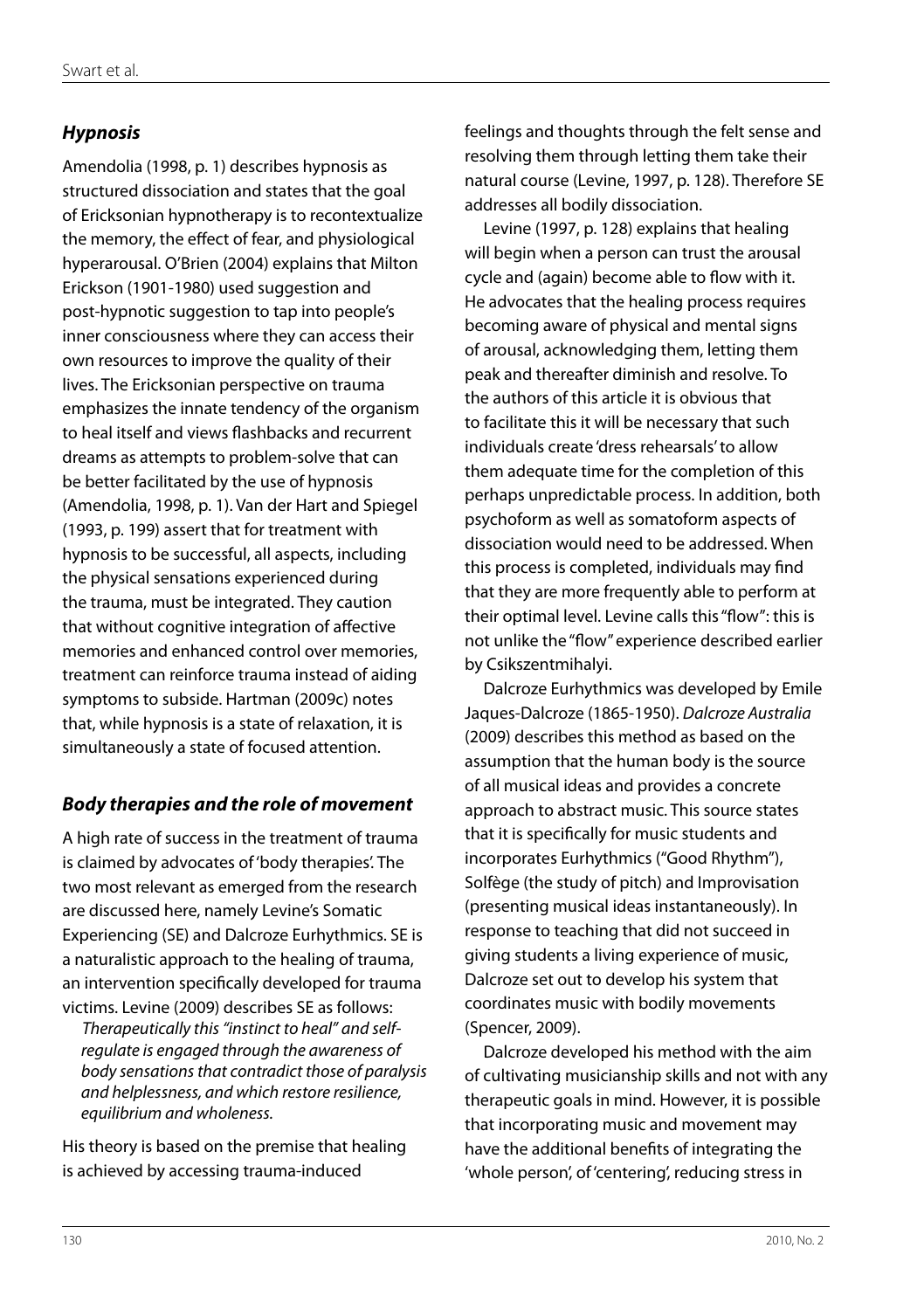### *Hypnosis*

Amendolia (1998, p. 1) describes hypnosis as structured dissociation and states that the goal of Ericksonian hypnotherapy is to recontextualize the memory, the effect of fear, and physiological hyperarousal. O'Brien (2004) explains that Milton Erickson (1901-1980) used suggestion and post-hypnotic suggestion to tap into people's inner consciousness where they can access their own resources to improve the quality of their lives. The Ericksonian perspective on trauma emphasizes the innate tendency of the organism to heal itself and views flashbacks and recurrent dreams as attempts to problem-solve that can be better facilitated by the use of hypnosis (Amendolia, 1998, p. 1). Van der Hart and Spiegel (1993, p. 199) assert that for treatment with hypnosis to be successful, all aspects, including the physical sensations experienced during the trauma, must be integrated. They caution that without cognitive integration of affective memories and enhanced control over memories, treatment can reinforce trauma instead of aiding symptoms to subside. Hartman (2009c) notes that, while hypnosis is a state of relaxation, it is simultaneously a state of focused attention.

### *Body therapies and the role of movement*

A high rate of success in the treatment of trauma is claimed by advocates of 'body therapies'. The two most relevant as emerged from the research are discussed here, namely Levine's Somatic Experiencing (SE) and Dalcroze Eurhythmics. SE is a naturalistic approach to the healing of trauma, an intervention specifically developed for trauma victims. Levine (2009) describes SE as follows:

> *Therapeutically this "instinct to heal" and self-regulate is engaged through the awareness of body sensations that contradict those of paralysis and helplessness, and which restore resilience, equilibrium and wholeness.*

His theory is based on the premise that healing is achieved by accessing trauma-induced feelings and thoughts through the felt sense and resolving them through letting them take their natural course (Levine, 1997, p. 128). Therefore SE addresses all bodily dissociation.

Levine (1997, p. 128) explains that healing will begin when a person can trust the arousal cycle and (again) become able to flow with it. He advocates that the healing process requires becoming aware of physical and mental signs of arousal, acknowledging them, letting them peak and thereafter diminish and resolve. To the authors of this article it is obvious that to facilitate this it will be necessary that such individuals create 'dress rehearsals' to allow them adequate time for the completion of this perhaps unpredictable process. In addition, both psychoform as well as somatoform aspects of dissociation would need to be addressed. When this process is completed, individuals may find that they are more frequently able to perform at their optimal level. Levine calls this "flow": this is not unlike the "flow" experience described earlier by Csikszentmihalyi.

Dalcroze Eurhythmics was developed by Emile Jaques-Dalcroze (1865-1950). *Dalcroze Australia* (2009) describes this method as based on the assumption that the human body is the source of all musical ideas and provides a concrete approach to abstract music. This source states that it is specifically for music students and incorporates Eurhythmics ("Good Rhythm"), Solfège (the study of pitch) and Improvisation (presenting musical ideas instantaneously). In response to teaching that did not succeed in giving students a living experience of music, Dalcroze set out to develop his system that coordinates music with bodily movements (Spencer, 2009).

Dalcroze developed his method with the aim of cultivating musicianship skills and not with any therapeutic goals in mind. However, it is possible that incorporating music and movement may have the additional benefits of integrating the 'whole person', of 'centering', reducing stress in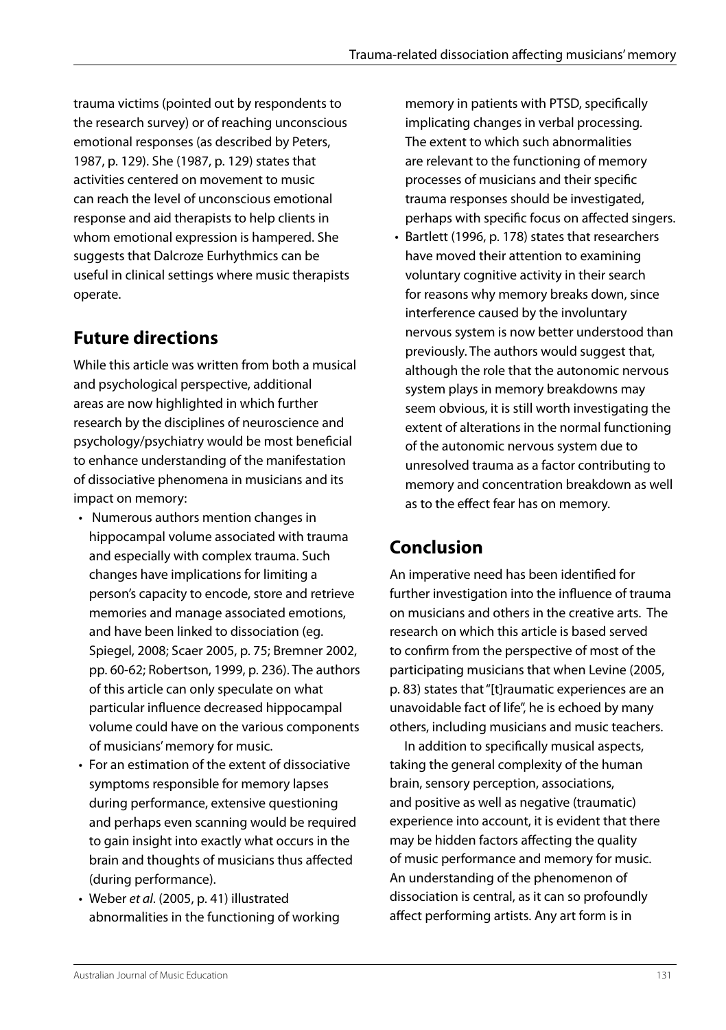trauma victims (pointed out by respondents to the research survey) or of reaching unconscious emotional responses (as described by Peters, 1987, p. 129). She (1987, p. 129) states that activities centered on movement to music can reach the level of unconscious emotional response and aid therapists to help clients in whom emotional expression is hampered. She suggests that Dalcroze Eurhythmics can be useful in clinical settings where music therapists operate.

## Future directions

While this article was written from both a musical and psychological perspective, additional areas are now highlighted in which further research by the disciplines of neuroscience and psychology/psychiatry would be most beneficial to enhance understanding of the manifestation of dissociative phenomena in musicians and its impact on memory:

- Numerous authors mention changes in hippocampal volume associated with trauma and especially with complex trauma. Such changes have implications for limiting a person's capacity to encode, store and retrieve memories and manage associated emotions, and have been linked to dissociation (eg. Spiegel, 2008; Scaer 2005, p. 75; Bremner 2002, pp. 60-62; Robertson, 1999, p. 236). The authors of this article can only speculate on what particular influence decreased hippocampal volume could have on the various components of musicians' memory for music.
- For an estimation of the extent of dissociative symptoms responsible for memory lapses during performance, extensive questioning and perhaps even scanning would be required to gain insight into exactly what occurs in the brain and thoughts of musicians thus affected (during performance).
- Weber *et al*. (2005, p. 41) illustrated abnormalities in the functioning of working memory in patients with PTSD, specifically implicating changes in verbal processing. The extent to which such abnormalities are relevant to the functioning of memory processes of musicians and their specific trauma responses should be investigated, perhaps with specific focus on affected singers.
- Bartlett (1996, p. 178) states that researchers have moved their attention to examining voluntary cognitive activity in their search for reasons why memory breaks down, since interference caused by the involuntary nervous system is now better understood than previously. The authors would suggest that, although the role that the autonomic nervous system plays in memory breakdowns may seem obvious, it is still worth investigating the extent of alterations in the normal functioning of the autonomic nervous system due to unresolved trauma as a factor contributing to memory and concentration breakdown as well as to the effect fear has on memory.

## Conclusion

An imperative need has been identified for further investigation into the influence of trauma on musicians and others in the creative arts. The research on which this article is based served to confirm from the perspective of most of the participating musicians that when Levine (2005, p. 83) states that "[t]raumatic experiences are an unavoidable fact of life", he is echoed by many others, including musicians and music teachers.

In addition to specifically musical aspects, taking the general complexity of the human brain, sensory perception, associations, and positive as well as negative (traumatic) experience into account, it is evident that there may be hidden factors affecting the quality of music performance and memory for music. An understanding of the phenomenon of dissociation is central, as it can so profoundly affect performing artists. Any art form is in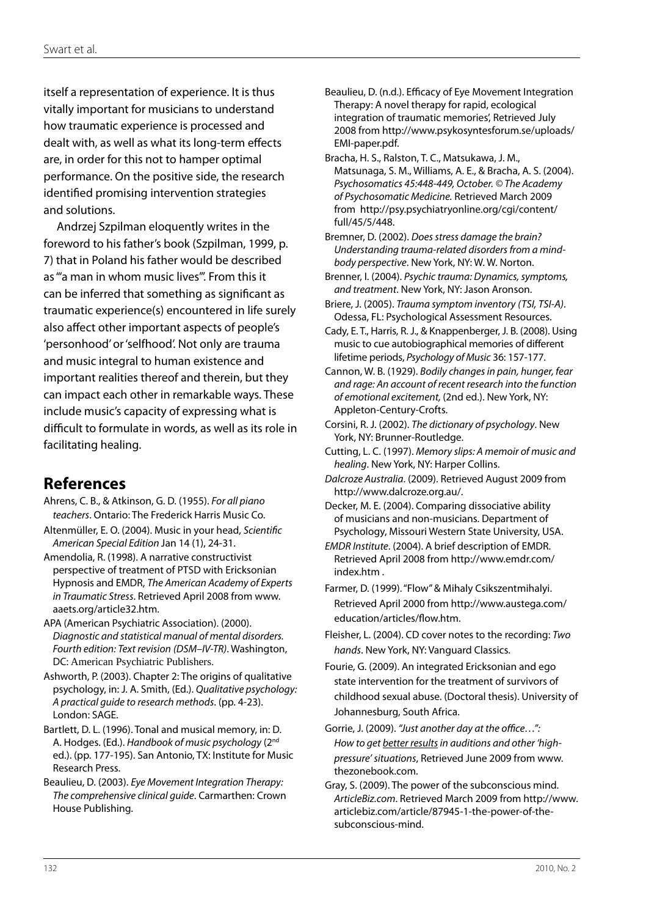itself a representation of experience. It is thus vitally important for musicians to understand how traumatic experience is processed and dealt with, as well as what its long-term effects are, in order for this not to hamper optimal performance. On the positive side, the research identified promising intervention strategies and solutions.

Andrzej Szpilman eloquently writes in the foreword to his father's book (Szpilman, 1999, p. 7) that in Poland his father would be described as "'a man in whom music lives'". From this it can be inferred that something as significant as traumatic experience(s) encountered in life surely also affect other important aspects of people's 'personhood' or 'selfhood'. Not only are trauma and music integral to human existence and important realities thereof and therein, but they can impact each other in remarkable ways. These include music's capacity of expressing what is difficult to formulate in words, as well as its role in facilitating healing.

## References

Ahrens, C. B., & Atkinson, G. D. (1955). *For all piano teachers*. Ontario: The Frederick Harris Music Co.

Altenmüller, E. O. (2004). Music in your head, *Scientific American Special Edition* Jan 14 (1), 24-31.

Amendolia, R. (1998). A narrative constructivist perspective of treatment of PTSD with Ericksonian Hypnosis and EMDR, *The American Academy of Experts in Traumatic Stress*. Retrieved April 2008 from www.aaets.org/article32.htm.

APA (American Psychiatric Association). (2000). *Diagnostic and statistical manual of mental disorders. Fourth edition: Text revision (DSM–IV-TR)*. Washington, DC: American Psychiatric Publishers.

Ashworth, P. (2003). Chapter 2: The origins of qualitative psychology, in: J. A. Smith, (Ed.). *Qualitative psychology: A practical guide to research methods*. (pp. 4-23). London: SAGE.

Bartlett, D. L. (1996). Tonal and musical memory, in: D. A. Hodges. (Ed.). *Handbook of music psychology* (2nd ed.). (pp. 177-195). San Antonio, TX: Institute for Music Research Press.

Beaulieu, D. (2003). *Eye Movement Integration Therapy: The comprehensive clinical guide*. Carmarthen: Crown House Publishing.

Beaulieu, D. (n.d.). Efficacy of Eye Movement Integration Therapy: A novel therapy for rapid, ecological integration of traumatic memories', Retrieved July 2008 from http://www.psykosyntesforum.se/uploads/EMI-paper.pdf.

Bracha, H. S., Ralston, T. C., Matsukawa, J. M., Matsunaga, S. M., Williams, A. E., & Bracha, A. S. (2004). *Psychosomatics 45:448-449, October. © The Academy of Psychosomatic Medicine.* Retrieved March 2009 from http://psy.psychiatryonline.org/cgi/content/full/45/5/448.

Bremner, D. (2002). *Does stress damage the brain? Understanding trauma-related disorders from a mind-body perspective*. New York, NY: W. W. Norton.

Brenner, I. (2004). *Psychic trauma: Dynamics, symptoms, and treatment*. New York, NY: Jason Aronson.

Briere, J. (2005). *Trauma symptom inventory (TSI, TSI-A)*. Odessa, FL: Psychological Assessment Resources.

Cady, E. T., Harris, R. J., & Knappenberger, J. B. (2008). Using music to cue autobiographical memories of different lifetime periods, *Psychology of Music* 36: 157-177.

Cannon, W. B. (1929). *Bodily changes in pain, hunger, fear and rage: An account of recent research into the function of emotional excitement,* (2nd ed.). New York, NY: Appleton-Century-Crofts.

Corsini, R. J. (2002). *The dictionary of psychology*. New York, NY: Brunner-Routledge.

Cutting, L. C. (1997). *Memory slips: A memoir of music and healing*. New York, NY: Harper Collins.

*Dalcroze Australia*. (2009). Retrieved August 2009 from http://www.dalcroze.org.au/.

Decker, M. E. (2004). Comparing dissociative ability of musicians and non-musicians. Department of Psychology, Missouri Western State University, USA.

*EMDR Institute*. (2004). A brief description of EMDR. Retrieved April 2008 from http://www.emdr.com/index.htm .

Farmer, D. (1999). "Flow" & Mihaly Csikszentmihalyi. Retrieved April 2000 from http://www.austega.com/education/articles/flow.htm.

Fleisher, L. (2004). CD cover notes to the recording: *Two hands*. New York, NY: Vanguard Classics.

Fourie, G. (2009). An integrated Ericksonian and ego state intervention for the treatment of survivors of childhood sexual abuse. (Doctoral thesis). University of Johannesburg, South Africa.

Gorrie, J. (2009). *"Just another day at the office…": How to get better results in auditions and other 'high-pressure' situations*, Retrieved June 2009 from www.thezonebook.com.

Gray, S. (2009). The power of the subconscious mind. *ArticleBiz.com*. Retrieved March 2009 from http://www.articlebiz.com/article/87945-1-the-power-of-the-subconscious-mind.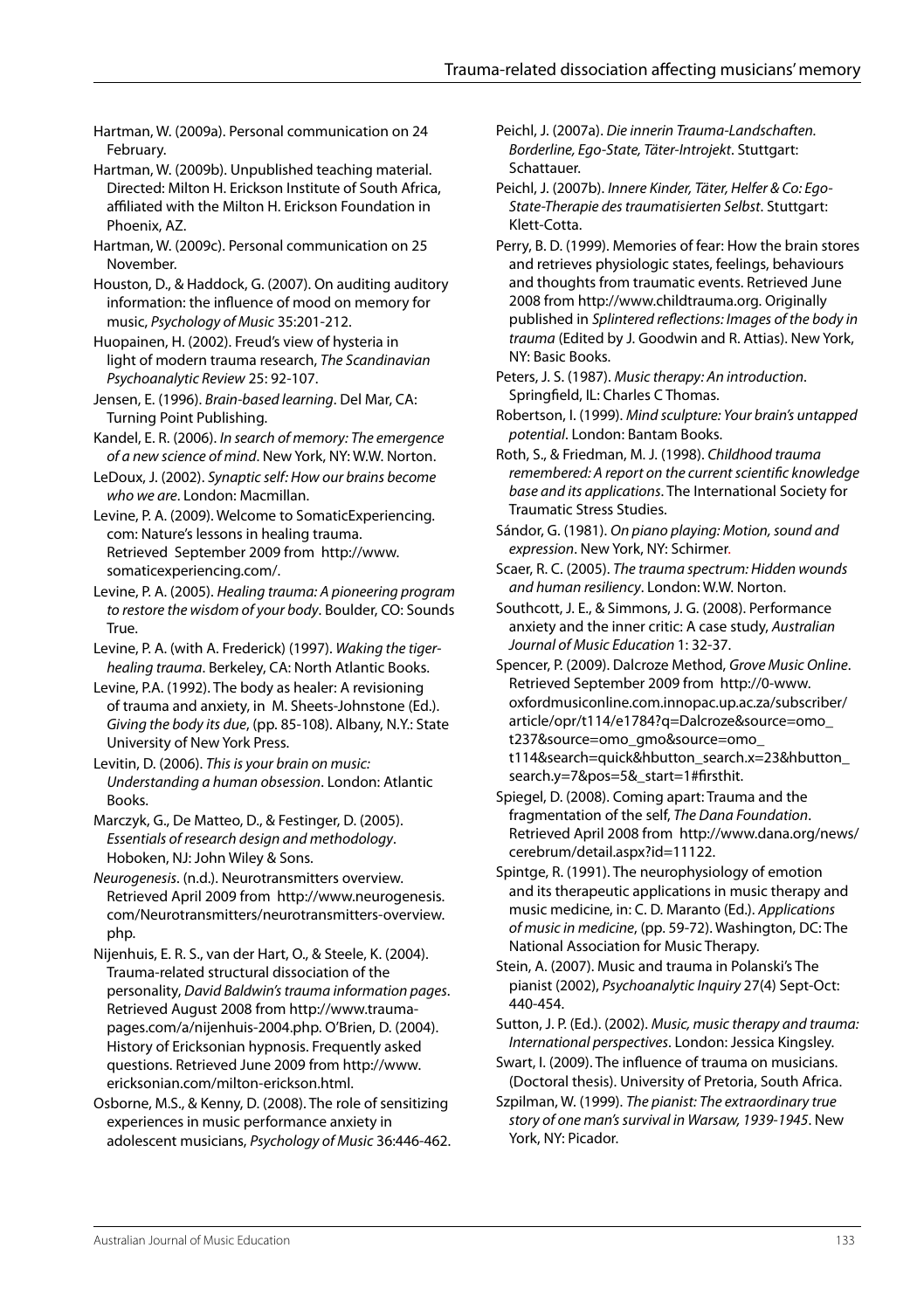Hartman, W. (2009a). Personal communication on 24 February.

Hartman, W. (2009b). Unpublished teaching material. Directed: Milton H. Erickson Institute of South Africa, affiliated with the Milton H. Erickson Foundation in Phoenix, AZ.

Hartman, W. (2009c). Personal communication on 25 November.

Houston, D., & Haddock, G. (2007). On auditing auditory information: the influence of mood on memory for music, *Psychology of Music* 35:201-212.

Huopainen, H. (2002). Freud's view of hysteria in light of modern trauma research, *The Scandinavian Psychoanalytic Review* 25: 92-107.

Jensen, E. (1996). *Brain-based learning*. Del Mar, CA: Turning Point Publishing.

Kandel, E. R. (2006). *In search of memory: The emergence of a new science of mind*. New York, NY: W.W. Norton.

LeDoux, J. (2002). *Synaptic self: How our brains become who we are*. London: Macmillan.

Levine, P. A. (2009). Welcome to SomaticExperiencing.com: Nature's lessons in healing trauma. Retrieved September 2009 from http://www.somaticexperiencing.com/.

Levine, P. A. (2005). *Healing trauma: A pioneering program to restore the wisdom of your body*. Boulder, CO: Sounds True.

Levine, P. A. (with A. Frederick) (1997). *Waking the tiger-healing trauma*. Berkeley, CA: North Atlantic Books.

Levine, P.A. (1992). The body as healer: A revisioning of trauma and anxiety, in M. Sheets-Johnstone (Ed.). *Giving the body its due*, (pp. 85-108). Albany, N.Y.: State University of New York Press.

Levitin, D. (2006). *This is your brain on music: Understanding a human obsession*. London: Atlantic Books.

Marczyk, G., De Matteo, D., & Festinger, D. (2005). *Essentials of research design and methodology*. Hoboken, NJ: John Wiley & Sons.

*Neurogenesis*. (n.d.). Neurotransmitters overview. Retrieved April 2009 from http://www.neurogenesis.com/Neurotransmitters/neurotransmitters-overview.php.

Nijenhuis, E. R. S., van der Hart, O., & Steele, K. (2004). Trauma-related structural dissociation of the personality, *David Baldwin's trauma information pages*. Retrieved August 2008 from http://www.trauma-pages.com/a/nijenhuis-2004.php. O'Brien, D. (2004). History of Ericksonian hypnosis. Frequently asked questions. Retrieved June 2009 from http://www.ericksonian.com/milton-erickson.html.

Osborne, M.S., & Kenny, D. (2008). The role of sensitizing experiences in music performance anxiety in adolescent musicians, *Psychology of Music* 36:446-462.

Peichl, J. (2007a). *Die innerin Trauma-Landschaften. Borderline, Ego-State, Täter-Introjekt*. Stuttgart: Schattauer.

Peichl, J. (2007b). *Innere Kinder, Täter, Helfer & Co: Ego-State-Therapie des traumatisierten Selbst*. Stuttgart: Klett-Cotta.

Perry, B. D. (1999). Memories of fear: How the brain stores and retrieves physiologic states, feelings, behaviours and thoughts from traumatic events. Retrieved June 2008 from http://www.childtrauma.org. Originally published in *Splintered reflections: Images of the body in trauma* (Edited by J. Goodwin and R. Attias). New York, NY: Basic Books.

Peters, J. S. (1987). *Music therapy: An introduction*. Springfield, IL: Charles C Thomas.

Robertson, I. (1999). *Mind sculpture: Your brain's untapped potential*. London: Bantam Books.

Roth, S., & Friedman, M. J. (1998). *Childhood trauma remembered: A report on the current scientific knowledge base and its applications*. The International Society for Traumatic Stress Studies.

Sándor, G. (1981). *On piano playing: Motion, sound and expression*. New York, NY: Schirmer.

Scaer, R. C. (2005). *The trauma spectrum: Hidden wounds and human resiliency*. London: W.W. Norton.

Southcott, J. E., & Simmons, J. G. (2008). Performance anxiety and the inner critic: A case study, *Australian Journal of Music Education* 1: 32-37.

Spencer, P. (2009). Dalcroze Method, *Grove Music Online*. Retrieved September 2009 from http://0-www.oxfordmusiconline.com.innopac.up.ac.za/subscriber/article/opr/t114/e1784?q=Dalcroze&source=omo_t237&source=omo_gmo&source=omo_t114&search=quick&hbutton_search.x=23&hbutton_search.y=7&pos=5&_start=1#firsthit.

Spiegel, D. (2008). Coming apart: Trauma and the fragmentation of the self, *The Dana Foundation*. Retrieved April 2008 from http://www.dana.org/news/cerebrum/detail.aspx?id=11122.

Spintge, R. (1991). The neurophysiology of emotion and its therapeutic applications in music therapy and music medicine, in: C. D. Maranto (Ed.). *Applications of music in medicine*, (pp. 59-72). Washington, DC: The National Association for Music Therapy.

Stein, A. (2007). Music and trauma in Polanski's The pianist (2002), *Psychoanalytic Inquiry* 27(4) Sept-Oct: 440-454.

Sutton, J. P. (Ed.). (2002). *Music, music therapy and trauma: International perspectives*. London: Jessica Kingsley.

Swart, I. (2009). The influence of trauma on musicians. (Doctoral thesis). University of Pretoria, South Africa.

Szpilman, W. (1999). *The pianist: The extraordinary true story of one man's survival in Warsaw, 1939-1945*. New York, NY: Picador.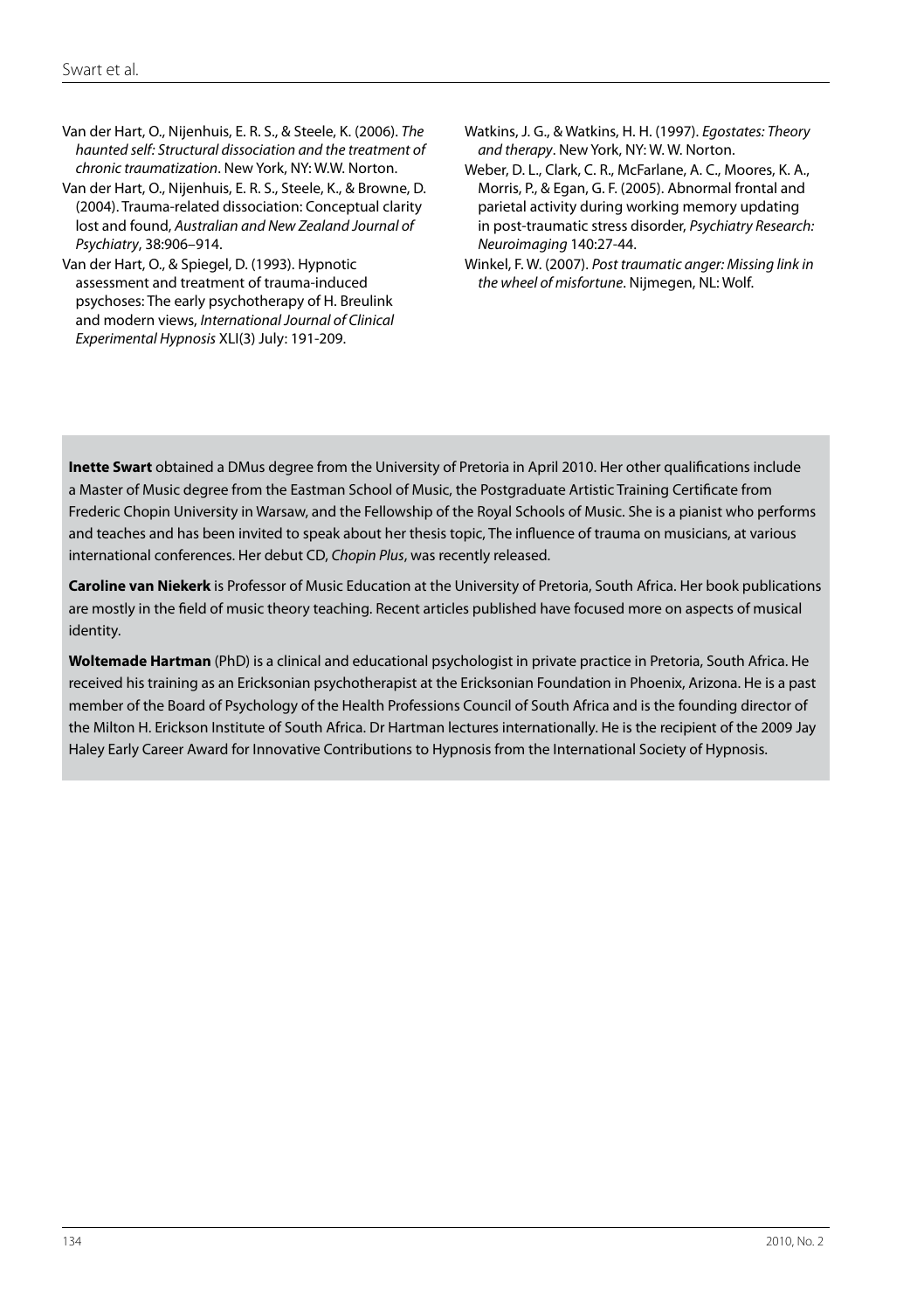Van der Hart, O., Nijenhuis, E. R. S., & Steele, K. (2006). *The haunted self: Structural dissociation and the treatment of chronic traumatization*. New York, NY: W.W. Norton.

Van der Hart, O., Nijenhuis, E. R. S., Steele, K., & Browne, D. (2004). Trauma-related dissociation: Conceptual clarity lost and found, *Australian and New Zealand Journal of Psychiatry*, 38:906–914.

Van der Hart, O., & Spiegel, D. (1993). Hypnotic assessment and treatment of trauma-induced psychoses: The early psychotherapy of H. Breulink and modern views, *International Journal of Clinical Experimental Hypnosis* XLI(3) July: 191-209.

Watkins, J. G., & Watkins, H. H. (1997). *Egostates: Theory and therapy*. New York, NY: W. W. Norton.

Weber, D. L., Clark, C. R., McFarlane, A. C., Moores, K. A., Morris, P., & Egan, G. F. (2005). Abnormal frontal and parietal activity during working memory updating in post-traumatic stress disorder, *Psychiatry Research: Neuroimaging* 140:27-44.

Winkel, F. W. (2007). *Post traumatic anger: Missing link in the wheel of misfortune*. Nijmegen, NL: Wolf.

**Inette Swart** obtained a DMus degree from the University of Pretoria in April 2010. Her other qualifications include a Master of Music degree from the Eastman School of Music, the Postgraduate Artistic Training Certificate from Frederic Chopin University in Warsaw, and the Fellowship of the Royal Schools of Music. She is a pianist who performs and teaches and has been invited to speak about her thesis topic, The influence of trauma on musicians, at various international conferences. Her debut CD, *Chopin Plus*, was recently released.

**Caroline van Niekerk** is Professor of Music Education at the University of Pretoria, South Africa. Her book publications are mostly in the field of music theory teaching. Recent articles published have focused more on aspects of musical identity.

**Woltemade Hartman** (PhD) is a clinical and educational psychologist in private practice in Pretoria, South Africa. He received his training as an Ericksonian psychotherapist at the Ericksonian Foundation in Phoenix, Arizona. He is a past member of the Board of Psychology of the Health Professions Council of South Africa and is the founding director of the Milton H. Erickson Institute of South Africa. Dr Hartman lectures internationally. He is the recipient of the 2009 Jay Haley Early Career Award for Innovative Contributions to Hypnosis from the International Society of Hypnosis.